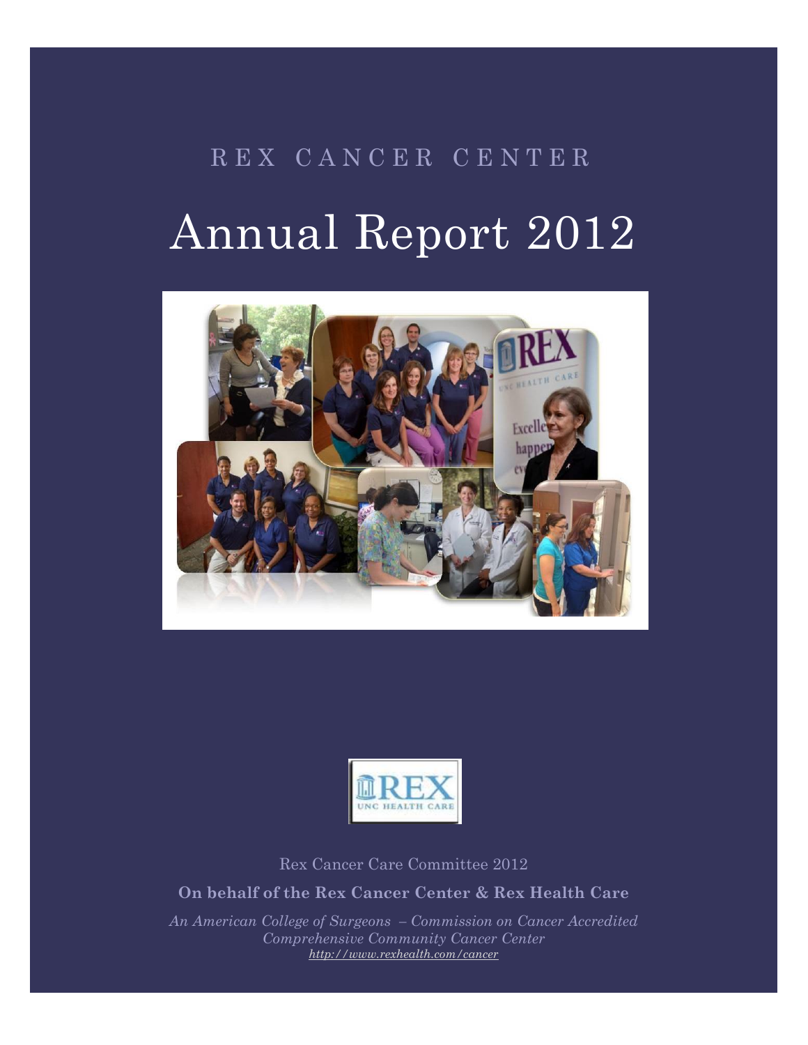REX CANCER CENTER

# Annual Report 2012

Rex Cancer Care Committee 2012

**On behalf of the Rex Cancer Center & Rex Health Care**

*An American College of Surgeons – Commission on Cancer Accredited Comprehensive Community Cancer Center*

*http://www.rexhealth.com/cancer*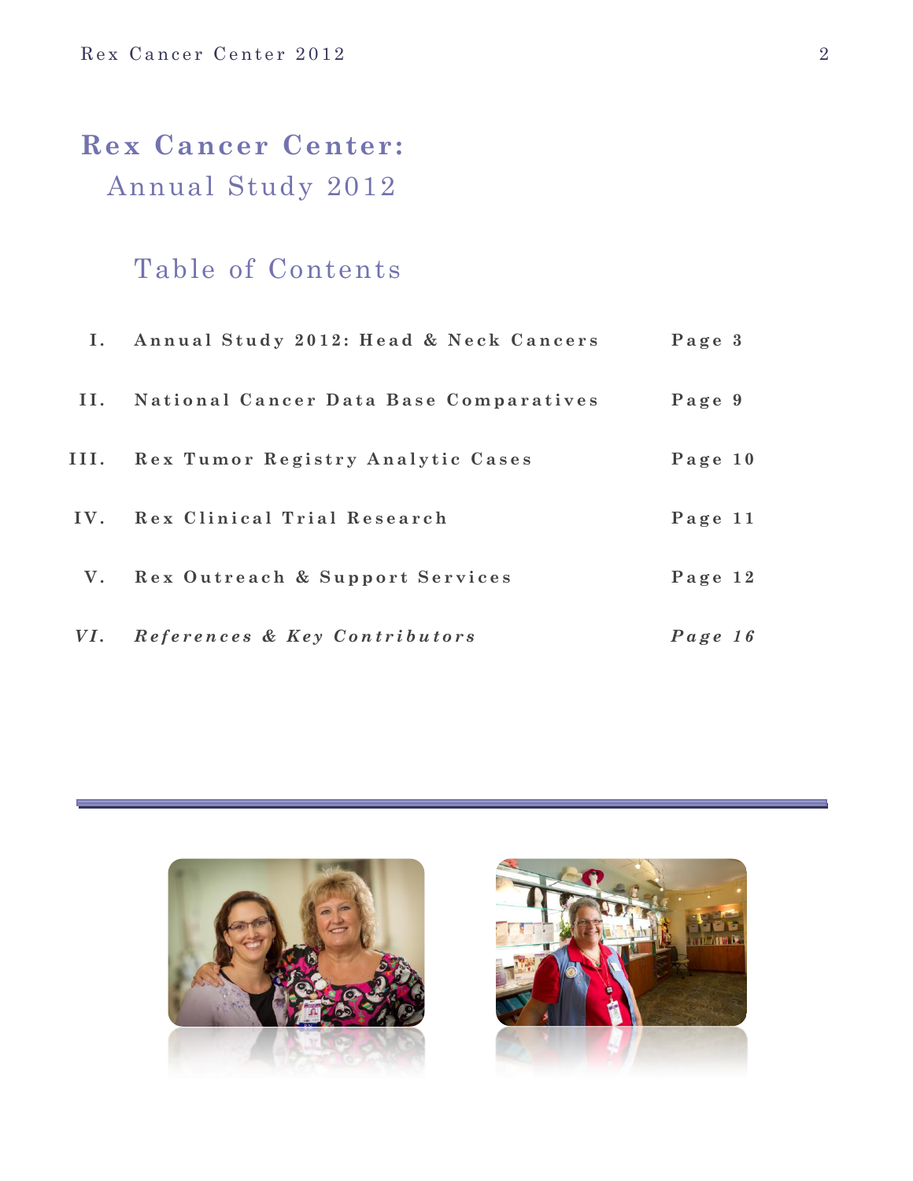# Rex Cancer Center:

## Annual Study 2012

### Table of Contents

| | | |
|---|---|---|
| I. | **Annual Study 2012: Head & Neck Cancers** | **Page 3** |
| II. | **National Cancer Data Base Comparatives** | **Page 9** |
| III. | **Rex Tumor Registry Analytic Cases** | **Page 10** |
| IV. | **Rex Clinical Trial Research** | **Page 11** |
| V. | **Rex Outreach & Support Services** | **Page 12** |
| *VI.* | ***References & Key Contributors*** | ***Page 16*** |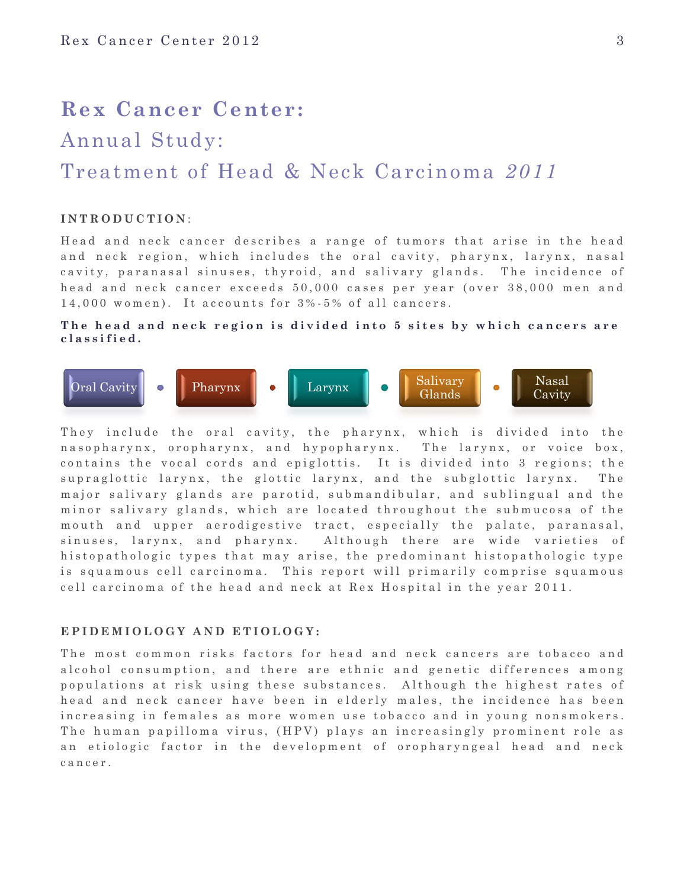# Rex Cancer Center:

## Annual Study:

## Treatment of Head & Neck Carcinoma *2011*

**INTRODUCTION**:

Head and neck cancer describes a range of tumors that arise in the head and neck region, which includes the oral cavity, pharynx, larynx, nasal cavity, paranasal sinuses, thyroid, and salivary glands. The incidence of head and neck cancer exceeds 50,000 cases per year (over 38,000 men and 14,000 women). It accounts for 3%-5% of all cancers.

**The head and neck region is divided into 5 sites by which cancers are classified.**

Oral Cavity • Pharynx • Larynx • Salivary Glands • Nasal Cavity

They include the oral cavity, the pharynx, which is divided into the nasopharynx, oropharynx, and hypopharynx. The larynx, or voice box, contains the vocal cords and epiglottis. It is divided into 3 regions; the supraglottic larynx, the glottic larynx, and the subglottic larynx. The major salivary glands are parotid, submandibular, and sublingual and the minor salivary glands, which are located throughout the submucosa of the mouth and upper aerodigestive tract, especially the palate, paranasal, sinuses, larynx, and pharynx. Although there are wide varieties of histopathologic types that may arise, the predominant histopathologic type is squamous cell carcinoma. This report will primarily comprise squamous cell carcinoma of the head and neck at Rex Hospital in the year 2011.

**EPIDEMIOLOGY AND ETIOLOGY:**

The most common risks factors for head and neck cancers are tobacco and alcohol consumption, and there are ethnic and genetic differences among populations at risk using these substances. Although the highest rates of head and neck cancer have been in elderly males, the incidence has been increasing in females as more women use tobacco and in young nonsmokers. The human papilloma virus, (HPV) plays an increasingly prominent role as an etiologic factor in the development of oropharyngeal head and neck cancer.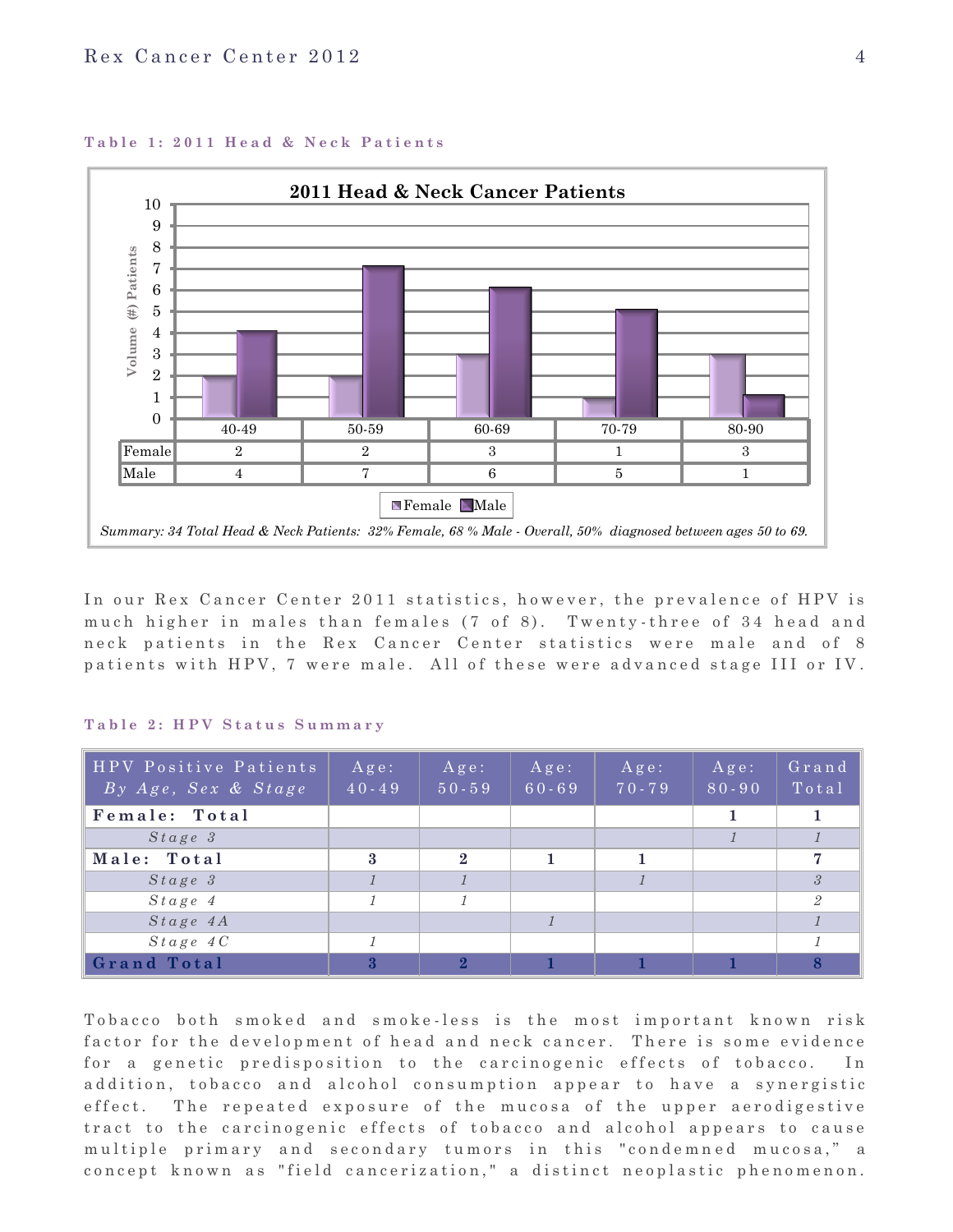**Table 1: 2011 Head & Neck Patients**

**2011 Head & Neck Cancer Patients**

| | 40-49 | 50-59 | 60-69 | 70-79 | 80-90 |
|---|---|---|---|---|---|
| Female | 2 | 2 | 3 | 1 | 3 |
| Male | 4 | 7 | 6 | 5 | 1 |

*Summary: 34 Total Head & Neck Patients: 32% Female, 68 % Male - Overall, 50% diagnosed between ages 50 to 69.*

In our Rex Cancer Center 2011 statistics, however, the prevalence of HPV is much higher in males than females (7 of 8). Twenty-three of 34 head and neck patients in the Rex Cancer Center statistics were male and of 8 patients with HPV, 7 were male. All of these were advanced stage III or IV.

**Table 2: HPV Status Summary**

| HPV Positive Patients *By Age, Sex & Stage* | Age: 40-49 | Age: 50-59 | Age: 60-69 | Age: 70-79 | Age: 80-90 | Grand Total |
|---|---|---|---|---|---|---|
| **Female: Total** | | | | | **1** | **1** |
| *Stage 3* | | | | | *1* | *1* |
| **Male: Total** | **3** | **2** | **1** | **1** | | **7** |
| *Stage 3* | *1* | *1* | | *1* | | *3* |
| *Stage 4* | *1* | *1* | | | | *2* |
| *Stage 4A* | | | *1* | | | *1* |
| *Stage 4C* | *1* | | | | | *1* |
| **Grand Total** | **3** | **2** | **1** | **1** | **1** | **8** |

Tobacco both smoked and smoke-less is the most important known risk factor for the development of head and neck cancer. There is some evidence for a genetic predisposition to the carcinogenic effects of tobacco. In addition, tobacco and alcohol consumption appear to have a synergistic effect. The repeated exposure of the mucosa of the upper aerodigestive tract to the carcinogenic effects of tobacco and alcohol appears to cause multiple primary and secondary tumors in this "condemned mucosa," a concept known as "field cancerization," a distinct neoplastic phenomenon.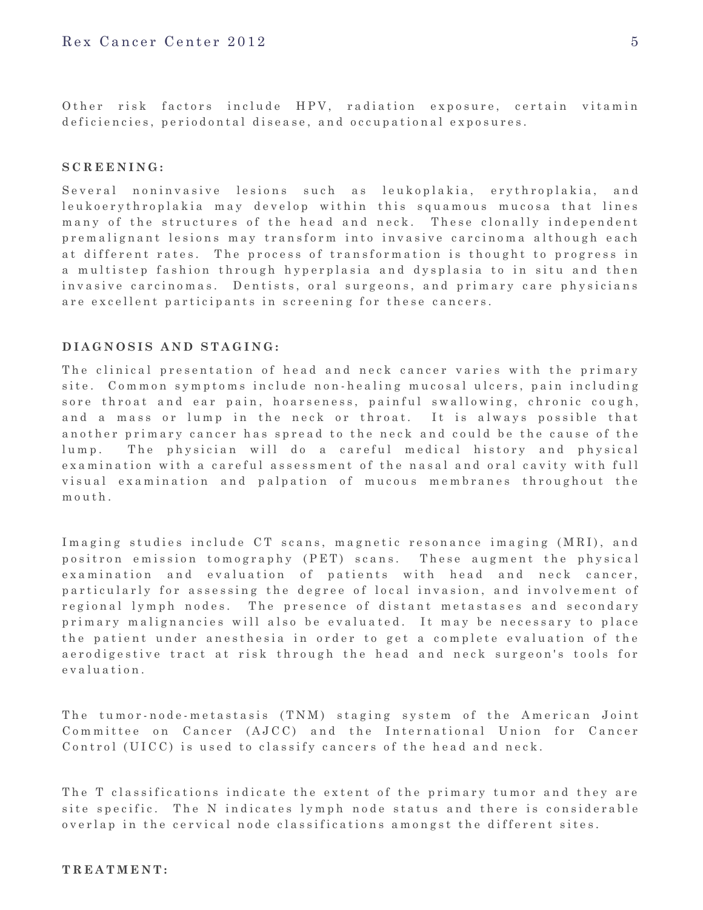Other risk factors include HPV, radiation exposure, certain vitamin deficiencies, periodontal disease, and occupational exposures.

**SCREENING:**

Several noninvasive lesions such as leukoplakia, erythroplakia, and leukoerythroplakia may develop within this squamous mucosa that lines many of the structures of the head and neck. These clonally independent premalignant lesions may transform into invasive carcinoma although each at different rates. The process of transformation is thought to progress in a multistep fashion through hyperplasia and dysplasia to in situ and then invasive carcinomas. Dentists, oral surgeons, and primary care physicians are excellent participants in screening for these cancers.

**DIAGNOSIS AND STAGING:**

The clinical presentation of head and neck cancer varies with the primary site. Common symptoms include non-healing mucosal ulcers, pain including sore throat and ear pain, hoarseness, painful swallowing, chronic cough, and a mass or lump in the neck or throat. It is always possible that another primary cancer has spread to the neck and could be the cause of the lump. The physician will do a careful medical history and physical examination with a careful assessment of the nasal and oral cavity with full visual examination and palpation of mucous membranes throughout the mouth.

Imaging studies include CT scans, magnetic resonance imaging (MRI), and positron emission tomography (PET) scans. These augment the physical examination and evaluation of patients with head and neck cancer, particularly for assessing the degree of local invasion, and involvement of regional lymph nodes. The presence of distant metastases and secondary primary malignancies will also be evaluated. It may be necessary to place the patient under anesthesia in order to get a complete evaluation of the aerodigestive tract at risk through the head and neck surgeon's tools for evaluation.

The tumor-node-metastasis (TNM) staging system of the American Joint Committee on Cancer (AJCC) and the International Union for Cancer Control (UICC) is used to classify cancers of the head and neck.

The T classifications indicate the extent of the primary tumor and they are site specific. The N indicates lymph node status and there is considerable overlap in the cervical node classifications amongst the different sites.

**TREATMENT:**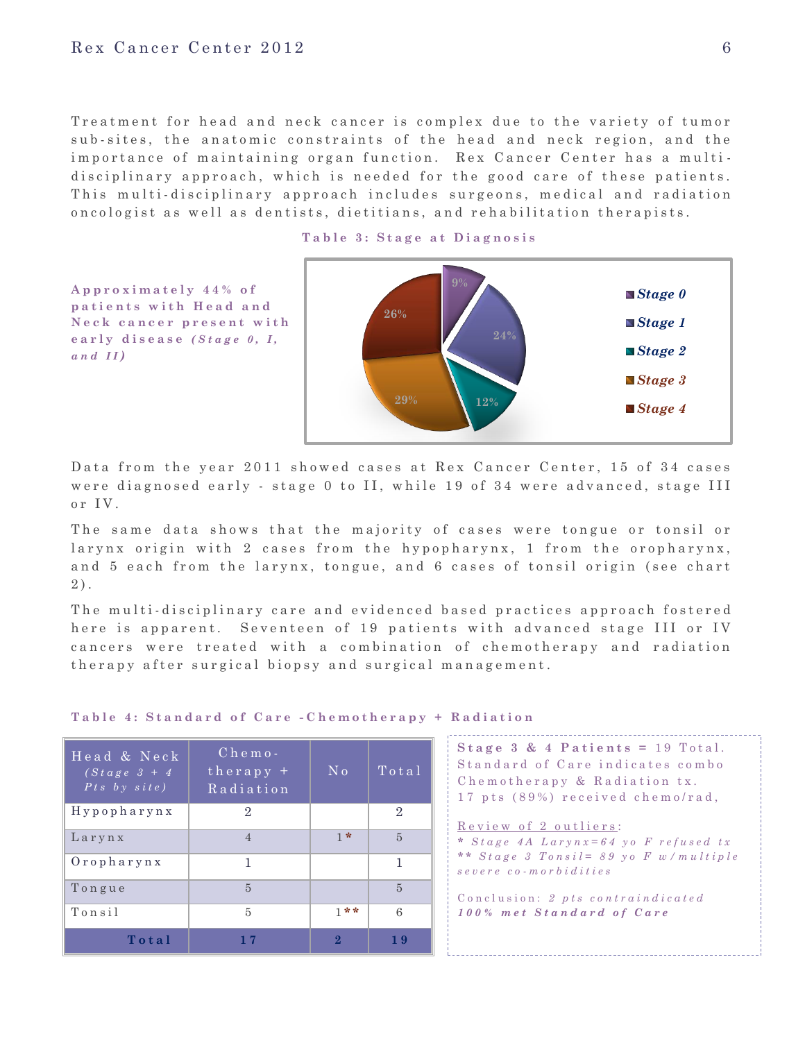Treatment for head and neck cancer is complex due to the variety of tumor sub-sites, the anatomic constraints of the head and neck region, and the importance of maintaining organ function. Rex Cancer Center has a multi-disciplinary approach, which is needed for the good care of these patients. This multi-disciplinary approach includes surgeons, medical and radiation oncologist as well as dentists, dietitians, and rehabilitation therapists.

**Table 3: Stage at Diagnosis**

***Approximately 44% of patients with Head and Neck cancer present with early disease (Stage 0, I, and II)***

| Stage | Percent |
|---|---|
| Stage 0 | 9% |
| Stage 1 | 24% |
| Stage 2 | 12% |
| Stage 3 | 29% |
| Stage 4 | 26% |

Data from the year 2011 showed cases at Rex Cancer Center, 15 of 34 cases were diagnosed early - stage 0 to II, while 19 of 34 were advanced, stage III or IV.

The same data shows that the majority of cases were tongue or tonsil or larynx origin with 2 cases from the hypopharynx, 1 from the oropharynx, and 5 each from the larynx, tongue, and 6 cases of tonsil origin (see chart 2).

The multi-disciplinary care and evidenced based practices approach fostered here is apparent. Seventeen of 19 patients with advanced stage III or IV cancers were treated with a combination of chemotherapy and radiation therapy after surgical biopsy and surgical management.

**Table 4: Standard of Care -Chemotherapy + Radiation**

| Head & Neck *(Stage 3 + 4 Pts by site)* | Chemo-therapy + Radiation | No | Total |
|---|---|---|---|
| Hypopharynx | 2 | | 2 |
| Larynx | 4 | 1* | 5 |
| Oropharynx | 1 | | 1 |
| Tongue | 5 | | 5 |
| Tonsil | 5 | 1** | 6 |
| **Total** | **17** | **2** | **19** |

**Stage 3 & 4 Patients =** 19 Total. Standard of Care indicates combo Chemotherapy & Radiation tx. 17 pts (89%) received chemo/rad,

Review of 2 outliers:
*\* Stage 4A Larynx=64 yo F refused tx*
*\*\* Stage 3 Tonsil= 89 yo F w/multiple severe co-morbidities*

Conclusion: *2 pts contraindicated*
***100% met Standard of Care***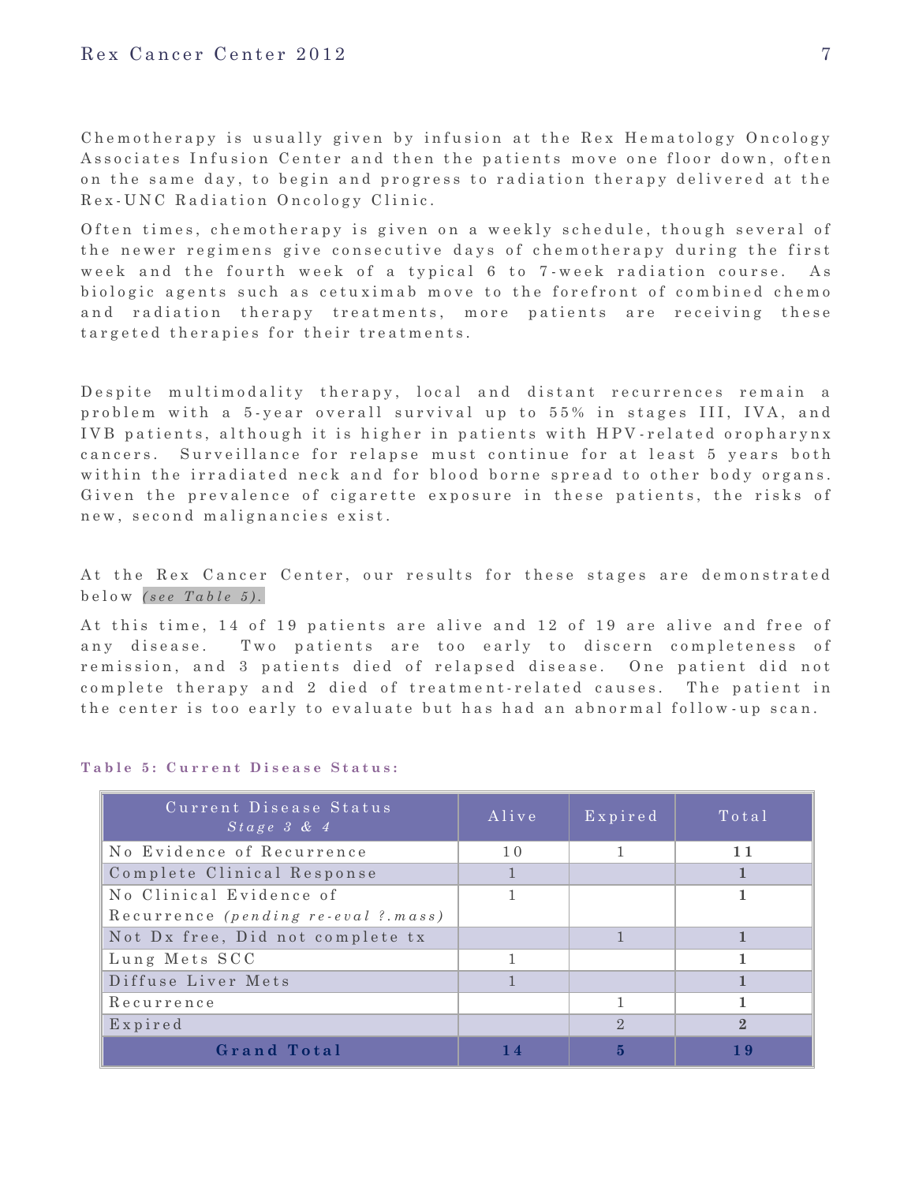Chemotherapy is usually given by infusion at the Rex Hematology Oncology Associates Infusion Center and then the patients move one floor down, often on the same day, to begin and progress to radiation therapy delivered at the Rex-UNC Radiation Oncology Clinic.

Often times, chemotherapy is given on a weekly schedule, though several of the newer regimens give consecutive days of chemotherapy during the first week and the fourth week of a typical 6 to 7-week radiation course. As biologic agents such as cetuximab move to the forefront of combined chemo and radiation therapy treatments, more patients are receiving these targeted therapies for their treatments.

Despite multimodality therapy, local and distant recurrences remain a problem with a 5-year overall survival up to 55% in stages III, IVA, and IVB patients, although it is higher in patients with HPV-related oropharynx cancers. Surveillance for relapse must continue for at least 5 years both within the irradiated neck and for blood borne spread to other body organs. Given the prevalence of cigarette exposure in these patients, the risks of new, second malignancies exist.

At the Rex Cancer Center, our results for these stages are demonstrated below *(see Table 5).*

At this time, 14 of 19 patients are alive and 12 of 19 are alive and free of any disease. Two patients are too early to discern completeness of remission, and 3 patients died of relapsed disease. One patient did not complete therapy and 2 died of treatment-related causes. The patient in the center is too early to evaluate but has had an abnormal follow-up scan.

**Table 5: Current Disease Status:**

| Current Disease Status *Stage 3 & 4* | Alive | Expired | Total |
|---|---|---|---|
| No Evidence of Recurrence | 10 | 1 | **11** |
| Complete Clinical Response | 1 | | **1** |
| No Clinical Evidence of Recurrence *(pending re-eval ?.mass)* | 1 | | **1** |
| Not Dx free, Did not complete tx | | 1 | **1** |
| Lung Mets SCC | 1 | | **1** |
| Diffuse Liver Mets | 1 | | **1** |
| Recurrence | | 1 | **1** |
| Expired | | 2 | **2** |
| **Grand Total** | **14** | **5** | **19** |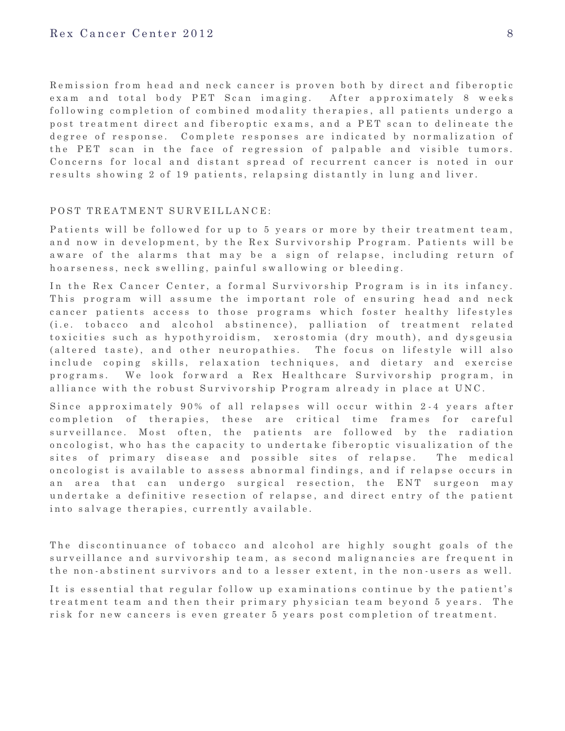Remission from head and neck cancer is proven both by direct and fiberoptic exam and total body PET Scan imaging. After approximately 8 weeks following completion of combined modality therapies, all patients undergo a post treatment direct and fiberoptic exams, and a PET scan to delineate the degree of response. Complete responses are indicated by normalization of the PET scan in the face of regression of palpable and visible tumors. Concerns for local and distant spread of recurrent cancer is noted in our results showing 2 of 19 patients, relapsing distantly in lung and liver.

## POST TREATMENT SURVEILLANCE:

Patients will be followed for up to 5 years or more by their treatment team, and now in development, by the Rex Survivorship Program. Patients will be aware of the alarms that may be a sign of relapse, including return of hoarseness, neck swelling, painful swallowing or bleeding.

In the Rex Cancer Center, a formal Survivorship Program is in its infancy. This program will assume the important role of ensuring head and neck cancer patients access to those programs which foster healthy lifestyles (i.e. tobacco and alcohol abstinence), palliation of treatment related toxicities such as hypothyroidism, xerostomia (dry mouth), and dysgeusia (altered taste), and other neuropathies. The focus on lifestyle will also include coping skills, relaxation techniques, and dietary and exercise programs. We look forward a Rex Healthcare Survivorship program, in alliance with the robust Survivorship Program already in place at UNC.

Since approximately 90% of all relapses will occur within 2-4 years after completion of therapies, these are critical time frames for careful surveillance. Most often, the patients are followed by the radiation oncologist, who has the capacity to undertake fiberoptic visualization of the sites of primary disease and possible sites of relapse. The medical oncologist is available to assess abnormal findings, and if relapse occurs in an area that can undergo surgical resection, the ENT surgeon may undertake a definitive resection of relapse, and direct entry of the patient into salvage therapies, currently available.

The discontinuance of tobacco and alcohol are highly sought goals of the surveillance and survivorship team, as second malignancies are frequent in the non-abstinent survivors and to a lesser extent, in the non-users as well.

It is essential that regular follow up examinations continue by the patient's treatment team and then their primary physician team beyond 5 years. The risk for new cancers is even greater 5 years post completion of treatment.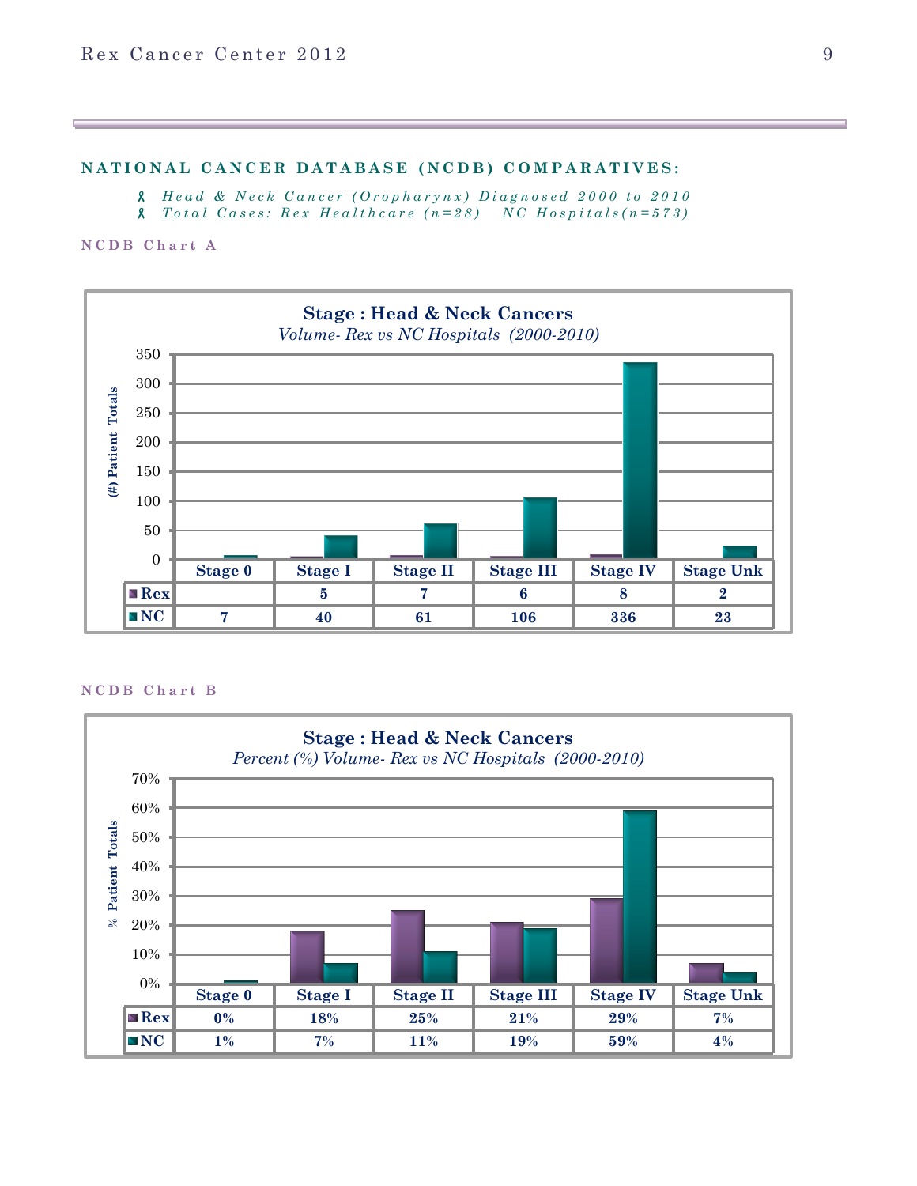## NATIONAL CANCER DATABASE (NCDB) COMPARATIVES:

- *Head & Neck Cancer (Oropharynx) Diagnosed 2000 to 2010*
- *Total Cases: Rex Healthcare (n=28)   NC Hospitals(n=573)*

### NCDB Chart A

**Stage : Head & Neck Cancers**
*Volume- Rex vs NC Hospitals (2000-2010)*

| | Stage 0 | Stage I | Stage II | Stage III | Stage IV | Stage Unk |
|---|---|---|---|---|---|---|
| Rex | | 5 | 7 | 6 | 8 | 2 |
| NC | 7 | 40 | 61 | 106 | 336 | 23 |

### NCDB Chart B

**Stage : Head & Neck Cancers**
*Percent (%) Volume- Rex vs NC Hospitals (2000-2010)*

| | Stage 0 | Stage I | Stage II | Stage III | Stage IV | Stage Unk |
|---|---|---|---|---|---|---|
| Rex | 0% | 18% | 25% | 21% | 29% | 7% |
| NC | 1% | 7% | 11% | 19% | 59% | 4% |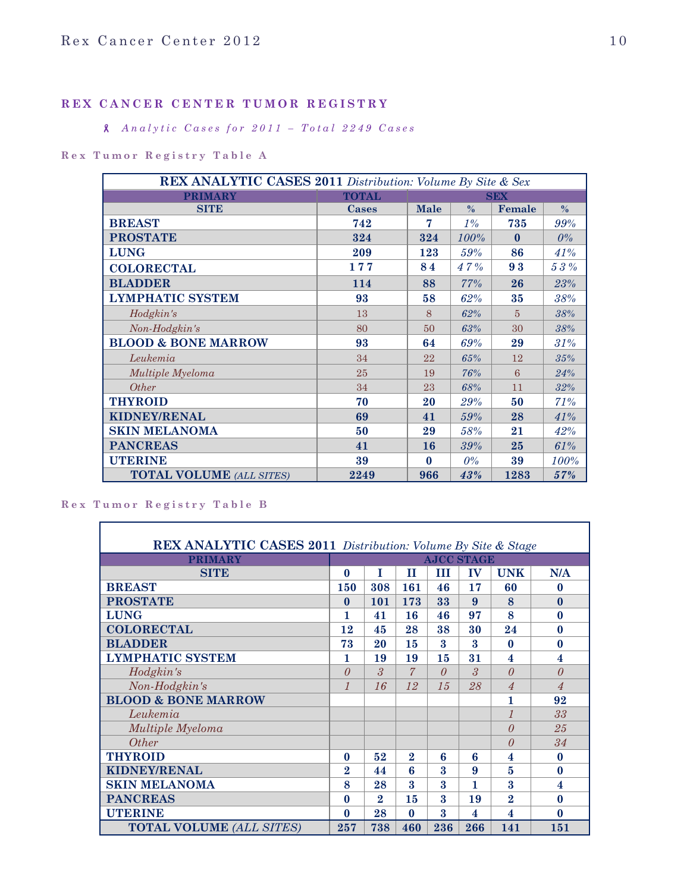## REX CANCER CENTER TUMOR REGISTRY

*Analytic Cases for 2011 – Total 2249 Cases*

### Rex Tumor Registry Table A

| REX ANALYTIC CASES 2011 *Distribution: Volume By Site & Sex* | | | | | |
|---|---|---|---|---|---|
| **PRIMARY** | **TOTAL** | **SEX** | | | |
| **SITE** | **Cases** | **Male** | **%** | **Female** | **%** |
| **BREAST** | **742** | **7** | *1%* | **735** | *99%* |
| **PROSTATE** | **324** | **324** | *100%* | **0** | *0%* |
| **LUNG** | **209** | **123** | *59%* | **86** | *41%* |
| **COLORECTAL** | **177** | **84** | *47%* | **93** | *53%* |
| **BLADDER** | **114** | **88** | *77%* | **26** | *23%* |
| **LYMPHATIC SYSTEM** | **93** | **58** | *62%* | **35** | *38%* |
| *Hodgkin's* | 13 | 8 | *62%* | 5 | *38%* |
| *Non-Hodgkin's* | 80 | 50 | *63%* | 30 | *38%* |
| **BLOOD & BONE MARROW** | **93** | **64** | *69%* | **29** | *31%* |
| *Leukemia* | 34 | 22 | *65%* | 12 | *35%* |
| *Multiple Myeloma* | 25 | 19 | *76%* | 6 | *24%* |
| *Other* | 34 | 23 | *68%* | 11 | *32%* |
| **THYROID** | **70** | **20** | *29%* | **50** | *71%* |
| **KIDNEY/RENAL** | **69** | **41** | *59%* | **28** | *41%* |
| **SKIN MELANOMA** | **50** | **29** | *58%* | **21** | *42%* |
| **PANCREAS** | **41** | **16** | *39%* | **25** | *61%* |
| **UTERINE** | **39** | **0** | *0%* | **39** | *100%* |
| **TOTAL VOLUME** *(ALL SITES)* | **2249** | **966** | ***43%*** | **1283** | ***57%*** |

### Rex Tumor Registry Table B

| REX ANALYTIC CASES 2011 *Distribution: Volume By Site & Stage* | | | | | | | |
|---|---|---|---|---|---|---|---|
| **PRIMARY** | **AJCC STAGE** | | | | | | |
| **SITE** | **0** | **I** | **II** | **III** | **IV** | **UNK** | **N/A** |
| **BREAST** | **150** | **308** | **161** | **46** | **17** | **60** | **0** |
| **PROSTATE** | **0** | **101** | **173** | **33** | **9** | **8** | **0** |
| **LUNG** | **1** | **41** | **16** | **46** | **97** | **8** | **0** |
| **COLORECTAL** | **12** | **45** | **28** | **38** | **30** | **24** | **0** |
| **BLADDER** | **73** | **20** | **15** | **3** | **3** | **0** | **0** |
| **LYMPHATIC SYSTEM** | **1** | **19** | **19** | **15** | **31** | **4** | **4** |
| *Hodgkin's* | *0* | *3* | *7* | *0* | *3* | *0* | *0* |
| *Non-Hodgkin's* | *1* | *16* | *12* | *15* | *28* | *4* | *4* |
| **BLOOD & BONE MARROW** | | | | | | **1** | **92** |
| *Leukemia* | | | | | | *1* | *33* |
| *Multiple Myeloma* | | | | | | *0* | *25* |
| *Other* | | | | | | *0* | *34* |
| **THYROID** | **0** | **52** | **2** | **6** | **6** | **4** | **0** |
| **KIDNEY/RENAL** | **2** | **44** | **6** | **3** | **9** | **5** | **0** |
| **SKIN MELANOMA** | **8** | **28** | **3** | **3** | **1** | **3** | **4** |
| **PANCREAS** | **0** | **2** | **15** | **3** | **19** | **2** | **0** |
| **UTERINE** | **0** | **28** | **0** | **3** | **4** | **4** | **0** |
| **TOTAL VOLUME** *(ALL SITES)* | **257** | **738** | **460** | **236** | **266** | **141** | **151** |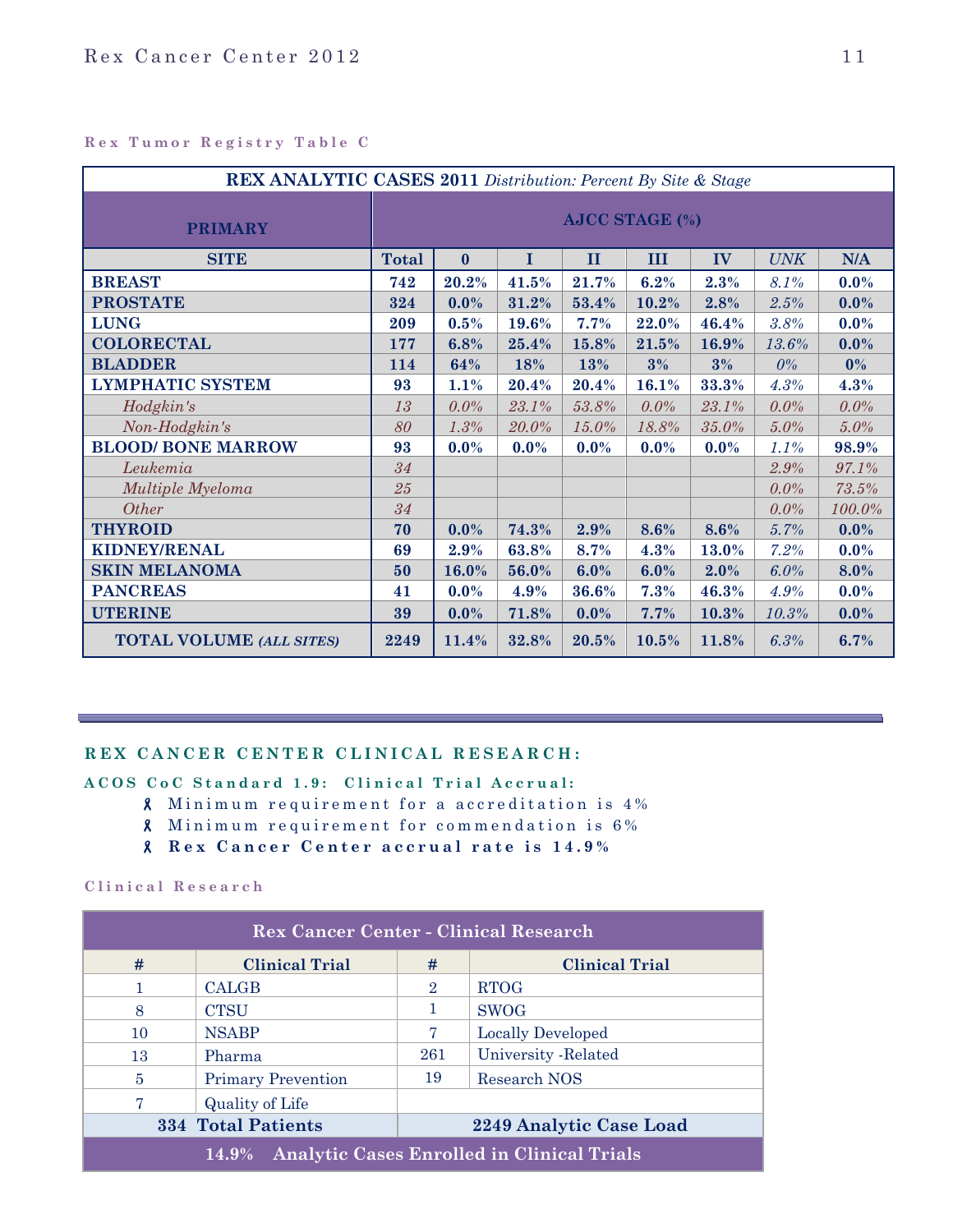Rex Tumor Registry Table C

| **REX ANALYTIC CASES 2011** *Distribution: Percent By Site & Stage* | | | | | | | | |
|---|---|---|---|---|---|---|---|---|
| **PRIMARY** | **AJCC STAGE (%)** | | | | | | | |
| **SITE** | **Total** | **0** | **I** | **II** | **III** | **IV** | *UNK* | **N/A** |
| **BREAST** | **742** | **20.2%** | **41.5%** | **21.7%** | **6.2%** | **2.3%** | *8.1%* | **0.0%** |
| **PROSTATE** | **324** | **0.0%** | **31.2%** | **53.4%** | **10.2%** | **2.8%** | *2.5%* | **0.0%** |
| **LUNG** | **209** | **0.5%** | **19.6%** | **7.7%** | **22.0%** | **46.4%** | *3.8%* | **0.0%** |
| **COLORECTAL** | **177** | **6.8%** | **25.4%** | **15.8%** | **21.5%** | **16.9%** | *13.6%* | **0.0%** |
| **BLADDER** | **114** | **64%** | **18%** | **13%** | **3%** | **3%** | *0%* | **0%** |
| **LYMPHATIC SYSTEM** | **93** | **1.1%** | **20.4%** | **20.4%** | **16.1%** | **33.3%** | *4.3%* | **4.3%** |
| *Hodgkin's* | *13* | *0.0%* | *23.1%* | *53.8%* | *0.0%* | *23.1%* | *0.0%* | *0.0%* |
| *Non-Hodgkin's* | *80* | *1.3%* | *20.0%* | *15.0%* | *18.8%* | *35.0%* | *5.0%* | *5.0%* |
| **BLOOD/ BONE MARROW** | **93** | **0.0%** | **0.0%** | **0.0%** | **0.0%** | **0.0%** | *1.1%* | **98.9%** |
| *Leukemia* | *34* | | | | | | *2.9%* | *97.1%* |
| *Multiple Myeloma* | *25* | | | | | | *0.0%* | *73.5%* |
| *Other* | *34* | | | | | | *0.0%* | *100.0%* |
| **THYROID** | **70** | **0.0%** | **74.3%** | **2.9%** | **8.6%** | **8.6%** | *5.7%* | **0.0%** |
| **KIDNEY/RENAL** | **69** | **2.9%** | **63.8%** | **8.7%** | **4.3%** | **13.0%** | *7.2%* | **0.0%** |
| **SKIN MELANOMA** | **50** | **16.0%** | **56.0%** | **6.0%** | **6.0%** | **2.0%** | *6.0%* | **8.0%** |
| **PANCREAS** | **41** | **0.0%** | **4.9%** | **36.6%** | **7.3%** | **46.3%** | *4.9%* | **0.0%** |
| **UTERINE** | **39** | **0.0%** | **71.8%** | **0.0%** | **7.7%** | **10.3%** | *10.3%* | **0.0%** |
| **TOTAL VOLUME** *(ALL SITES)* | **2249** | **11.4%** | **32.8%** | **20.5%** | **10.5%** | **11.8%** | *6.3%* | **6.7%** |

## REX CANCER CENTER CLINICAL RESEARCH:

**ACOS CoC Standard 1.9: Clinical Trial Accrual:**

- Minimum requirement for a accreditation is 4%
- Minimum requirement for commendation is 6%
- **Rex Cancer Center accrual rate is 14.9%**

Clinical Research

| **Rex Cancer Center - Clinical Research** | | | |
|---|---|---|---|
| **#** | **Clinical Trial** | **#** | **Clinical Trial** |
| 1 | CALGB | 2 | RTOG |
| 8 | CTSU | 1 | SWOG |
| 10 | NSABP | 7 | Locally Developed |
| 13 | Pharma | 261 | University -Related |
| 5 | Primary Prevention | 19 | Research NOS |
| 7 | Quality of Life | | |
| **334 Total Patients** | | **2249 Analytic Case Load** | |
| **14.9% Analytic Cases Enrolled in Clinical Trials** | | | |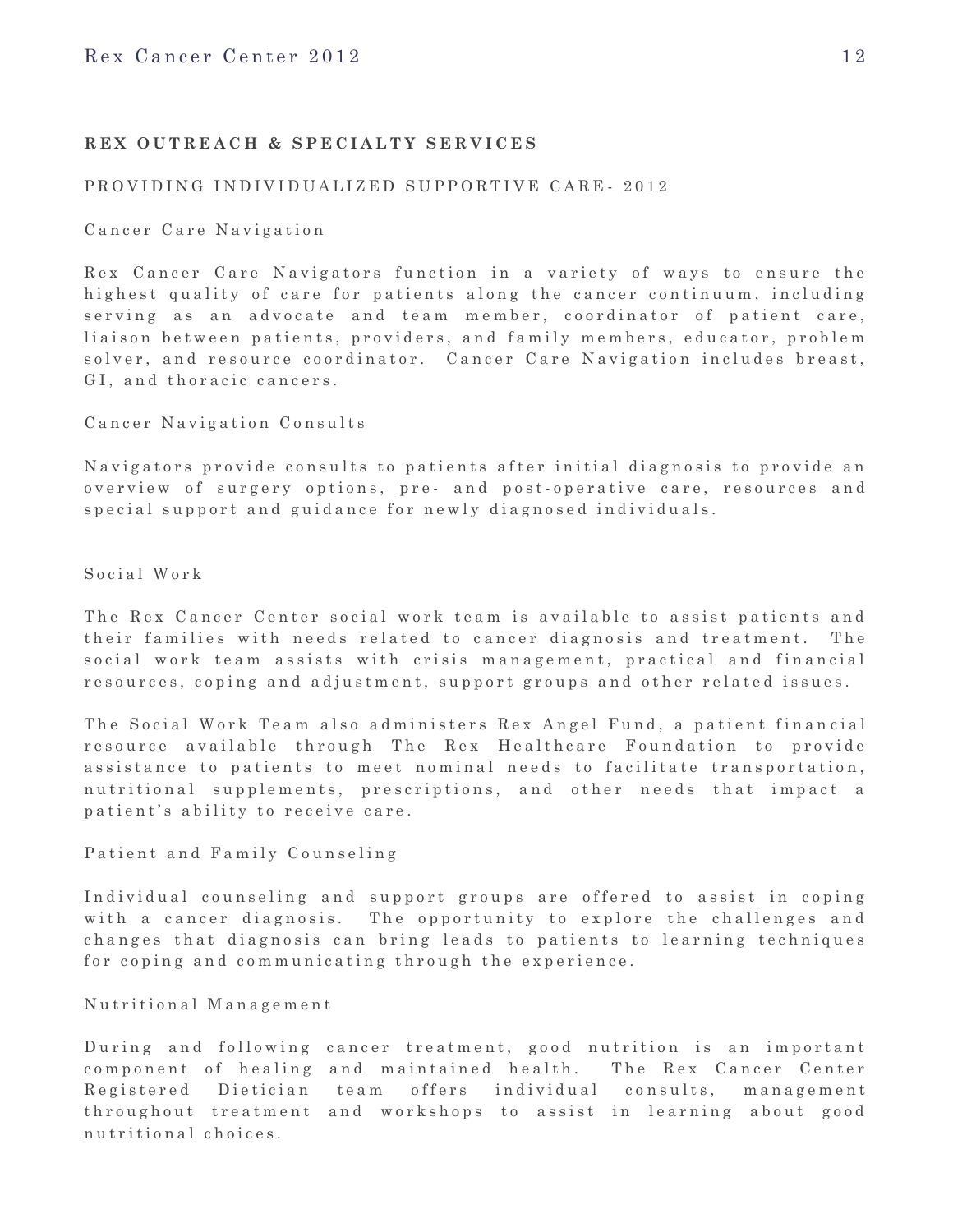## REX OUTREACH & SPECIALTY SERVICES

### PROVIDING INDIVIDUALIZED SUPPORTIVE CARE- 2012

#### Cancer Care Navigation

Rex Cancer Care Navigators function in a variety of ways to ensure the highest quality of care for patients along the cancer continuum, including serving as an advocate and team member, coordinator of patient care, liaison between patients, providers, and family members, educator, problem solver, and resource coordinator. Cancer Care Navigation includes breast, GI, and thoracic cancers.

#### Cancer Navigation Consults

Navigators provide consults to patients after initial diagnosis to provide an overview of surgery options, pre- and post-operative care, resources and special support and guidance for newly diagnosed individuals.

#### Social Work

The Rex Cancer Center social work team is available to assist patients and their families with needs related to cancer diagnosis and treatment. The social work team assists with crisis management, practical and financial resources, coping and adjustment, support groups and other related issues.

The Social Work Team also administers Rex Angel Fund, a patient financial resource available through The Rex Healthcare Foundation to provide assistance to patients to meet nominal needs to facilitate transportation, nutritional supplements, prescriptions, and other needs that impact a patient's ability to receive care.

#### Patient and Family Counseling

Individual counseling and support groups are offered to assist in coping with a cancer diagnosis. The opportunity to explore the challenges and changes that diagnosis can bring leads to patients to learning techniques for coping and communicating through the experience.

#### Nutritional Management

During and following cancer treatment, good nutrition is an important component of healing and maintained health. The Rex Cancer Center Registered Dietician team offers individual consults, management throughout treatment and workshops to assist in learning about good nutritional choices.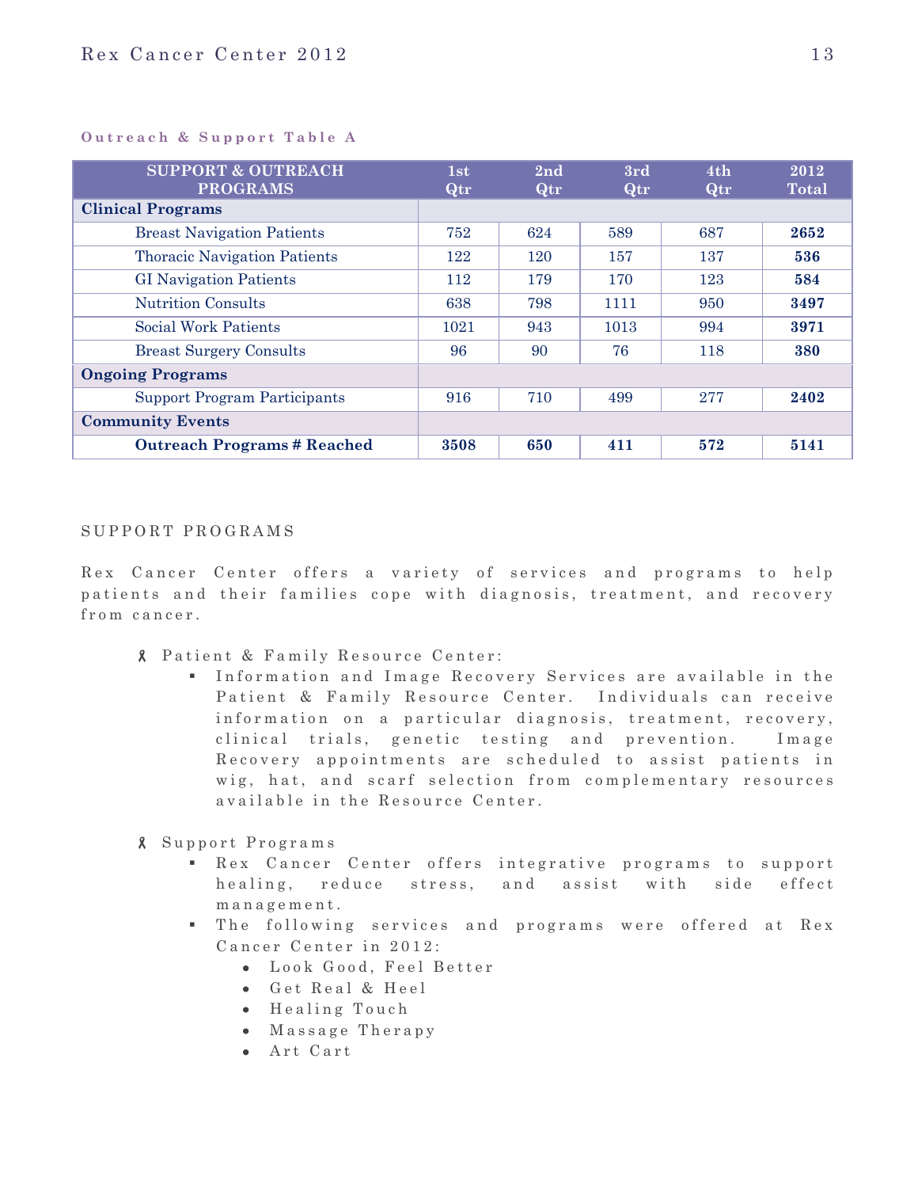**Outreach & Support Table A**

| SUPPORT & OUTREACH PROGRAMS | 1st Qtr | 2nd Qtr | 3rd Qtr | 4th Qtr | 2012 Total |
|---|---|---|---|---|---|
| **Clinical Programs** | | | | | |
| Breast Navigation Patients | 752 | 624 | 589 | 687 | **2652** |
| Thoracic Navigation Patients | 122 | 120 | 157 | 137 | **536** |
| GI Navigation Patients | 112 | 179 | 170 | 123 | **584** |
| Nutrition Consults | 638 | 798 | 1111 | 950 | **3497** |
| Social Work Patients | 1021 | 943 | 1013 | 994 | **3971** |
| Breast Surgery Consults | 96 | 90 | 76 | 118 | **380** |
| **Ongoing Programs** | | | | | |
| Support Program Participants | 916 | 710 | 499 | 277 | **2402** |
| **Community Events** | | | | | |
| **Outreach Programs # Reached** | **3508** | **650** | **411** | **572** | **5141** |

## SUPPORT PROGRAMS

Rex Cancer Center offers a variety of services and programs to help patients and their families cope with diagnosis, treatment, and recovery from cancer.

- Patient & Family Resource Center:
  - Information and Image Recovery Services are available in the Patient & Family Resource Center. Individuals can receive information on a particular diagnosis, treatment, recovery, clinical trials, genetic testing and prevention. Image Recovery appointments are scheduled to assist patients in wig, hat, and scarf selection from complementary resources available in the Resource Center.
- Support Programs
  - Rex Cancer Center offers integrative programs to support healing, reduce stress, and assist with side effect management.
  - The following services and programs were offered at Rex Cancer Center in 2012:
    - Look Good, Feel Better
    - Get Real & Heel
    - Healing Touch
    - Massage Therapy
    - Art Cart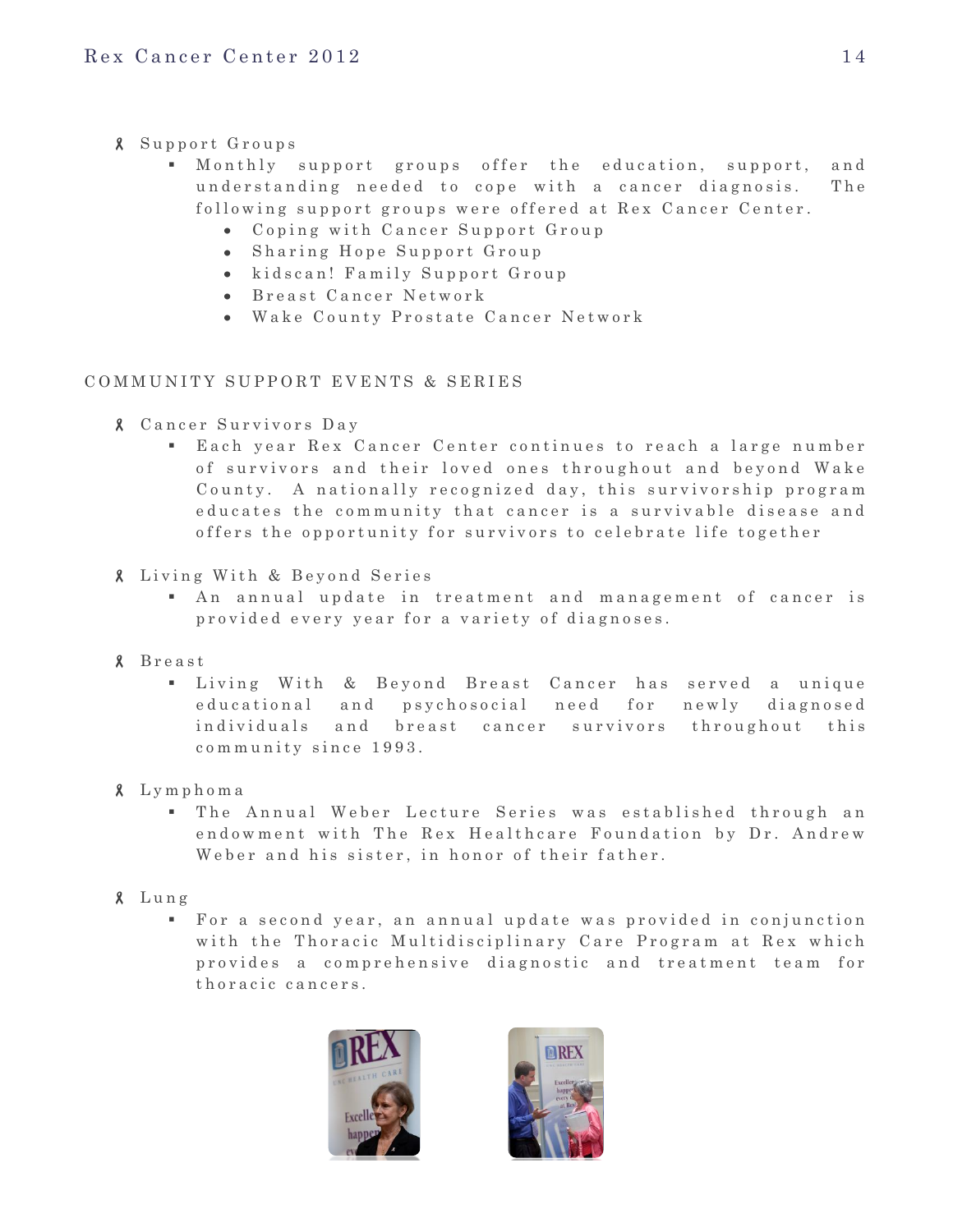- Support Groups
    - Monthly support groups offer the education, support, and understanding needed to cope with a cancer diagnosis. The following support groups were offered at Rex Cancer Center.
        - Coping with Cancer Support Group
        - Sharing Hope Support Group
        - kidscan! Family Support Group
        - Breast Cancer Network
        - Wake County Prostate Cancer Network

## COMMUNITY SUPPORT EVENTS & SERIES

- Cancer Survivors Day
    - Each year Rex Cancer Center continues to reach a large number of survivors and their loved ones throughout and beyond Wake County. A nationally recognized day, this survivorship program educates the community that cancer is a survivable disease and offers the opportunity for survivors to celebrate life together

- Living With & Beyond Series
    - An annual update in treatment and management of cancer is provided every year for a variety of diagnoses.

- Breast
    - Living With & Beyond Breast Cancer has served a unique educational and psychosocial need for newly diagnosed individuals and breast cancer survivors throughout this community since 1993.

- Lymphoma
    - The Annual Weber Lecture Series was established through an endowment with The Rex Healthcare Foundation by Dr. Andrew Weber and his sister, in honor of their father.

- Lung
    - For a second year, an annual update was provided in conjunction with the Thoracic Multidisciplinary Care Program at Rex which provides a comprehensive diagnostic and treatment team for thoracic cancers.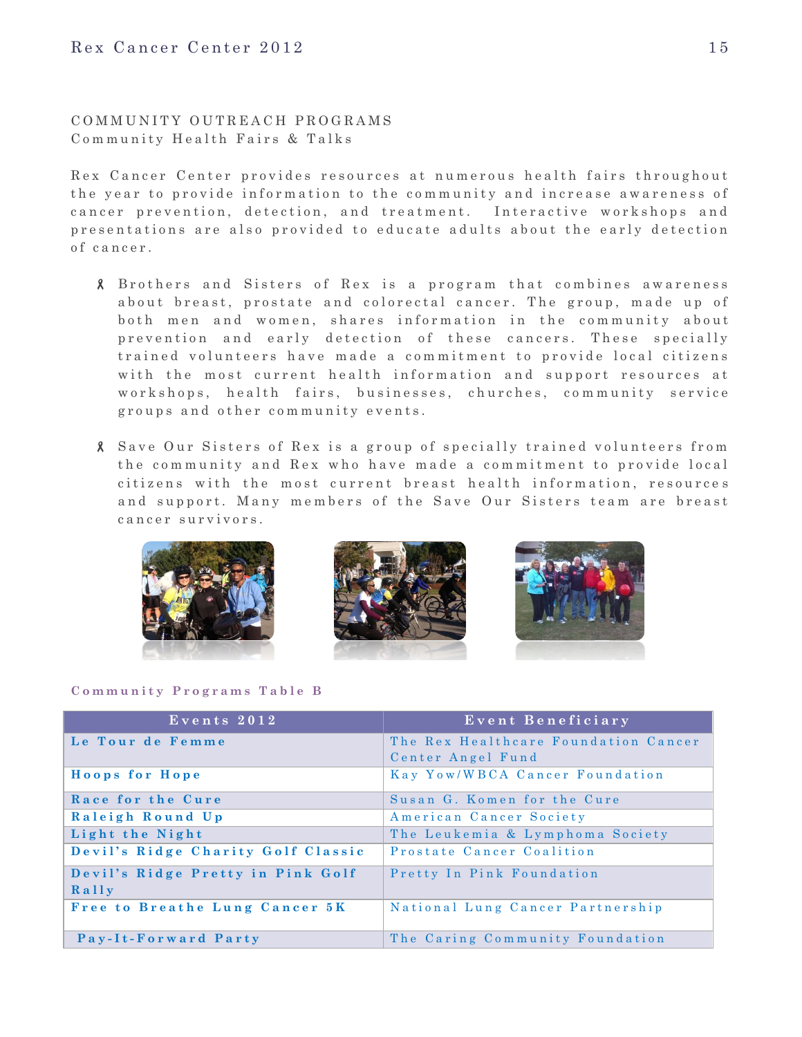## COMMUNITY OUTREACH PROGRAMS

### Community Health Fairs & Talks

Rex Cancer Center provides resources at numerous health fairs throughout the year to provide information to the community and increase awareness of cancer prevention, detection, and treatment. Interactive workshops and presentations are also provided to educate adults about the early detection of cancer.

- Brothers and Sisters of Rex is a program that combines awareness about breast, prostate and colorectal cancer. The group, made up of both men and women, shares information in the community about prevention and early detection of these cancers. These specially trained volunteers have made a commitment to provide local citizens with the most current health information and support resources at workshops, health fairs, businesses, churches, community service groups and other community events.
- Save Our Sisters of Rex is a group of specially trained volunteers from the community and Rex who have made a commitment to provide local citizens with the most current breast health information, resources and support. Many members of the Save Our Sisters team are breast cancer survivors.

**Community Programs Table B**

| Events 2012 | Event Beneficiary |
|---|---|
| **Le Tour de Femme** | The Rex Healthcare Foundation Cancer Center Angel Fund |
| **Hoops for Hope** | Kay Yow/WBCA Cancer Foundation |
| **Race for the Cure** | Susan G. Komen for the Cure |
| **Raleigh Round Up** | American Cancer Society |
| **Light the Night** | The Leukemia & Lymphoma Society |
| **Devil's Ridge Charity Golf Classic** | Prostate Cancer Coalition |
| **Devil's Ridge Pretty in Pink Golf Rally** | Pretty In Pink Foundation |
| **Free to Breathe Lung Cancer 5K** | National Lung Cancer Partnership |
| **Pay-It-Forward Party** | The Caring Community Foundation |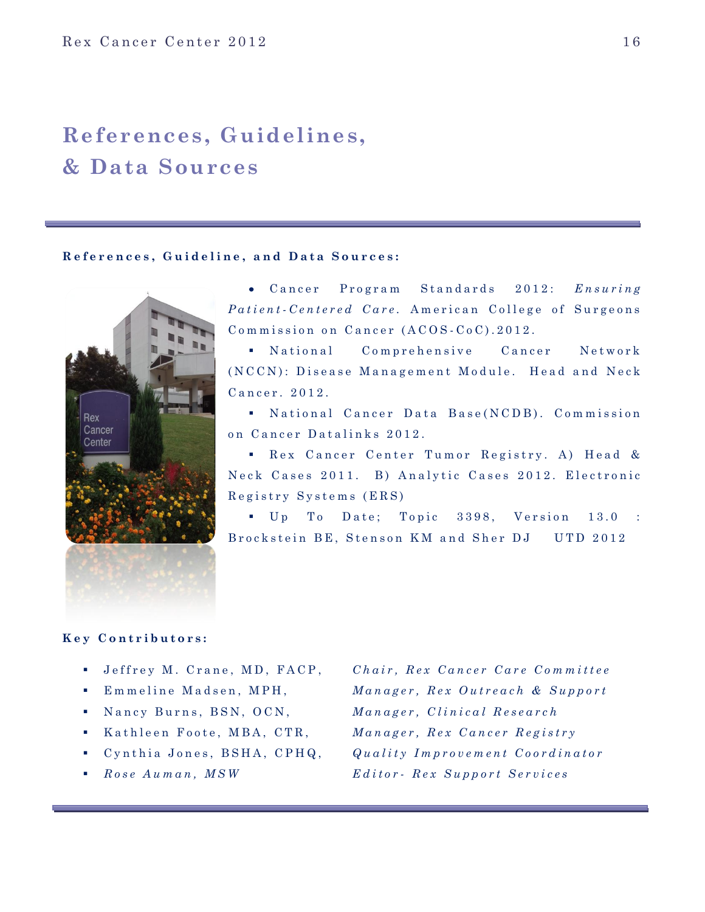# References, Guidelines, & Data Sources

**References, Guideline, and Data Sources:**

- Cancer Program Standards 2012: *Ensuring Patient-Centered Care*. American College of Surgeons Commission on Cancer (ACOS-CoC).2012.
- National Comprehensive Cancer Network (NCCN): Disease Management Module. Head and Neck Cancer. 2012.
- National Cancer Data Base(NCDB). Commission on Cancer Datalinks 2012.
- Rex Cancer Center Tumor Registry. A) Head & Neck Cases 2011. B) Analytic Cases 2012. Electronic Registry Systems (ERS)
- Up To Date; Topic 3398, Version 13.0 : Brockstein BE, Stenson KM and Sher DJ UTD 2012

**Key Contributors:**

- Jeffrey M. Crane, MD, FACP, *Chair, Rex Cancer Care Committee*
- Emmeline Madsen, MPH, *Manager, Rex Outreach & Support*
- Nancy Burns, BSN, OCN, *Manager, Clinical Research*
- Kathleen Foote, MBA, CTR, *Manager, Rex Cancer Registry*
- Cynthia Jones, BSHA, CPHQ, *Quality Improvement Coordinator*
- *Rose Auman, MSW* *Editor- Rex Support Services*